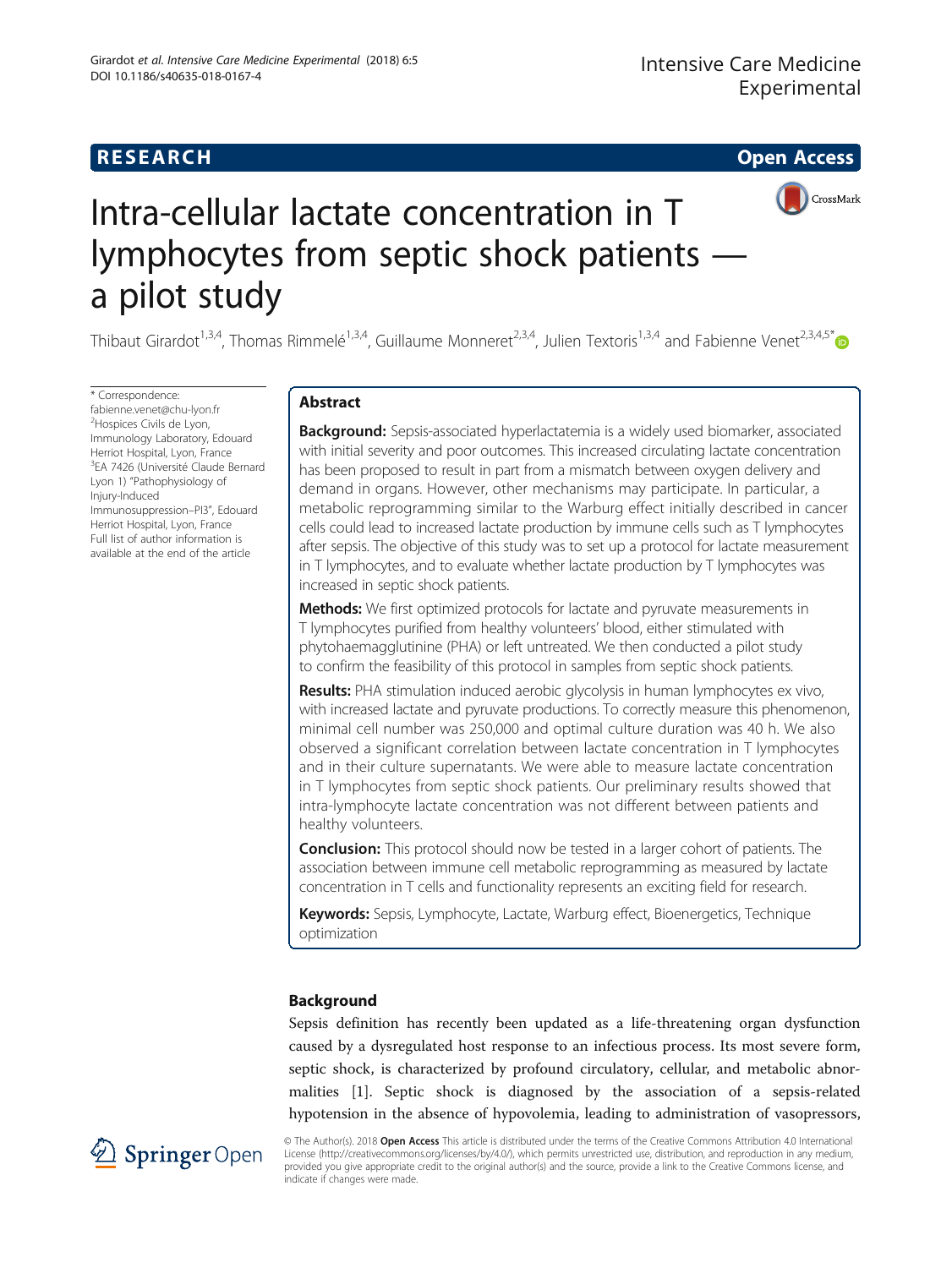RESEARCH

Open Access

# Intra-cellular lactate concentration in T lymphocytes from septic shock patients — a pilot study

Thibaut Girardot[1,3,4], Thomas Rimmelé[1,3,4], Guillaume Monneret[2,3,4], Julien Textoris[1,3,4] and Fabienne Venet[2,3,4,5*]

\* Correspondence: fabienne.venet@chu-lyon.fr
[2]Hospices Civils de Lyon, Immunology Laboratory, Edouard Herriot Hospital, Lyon, France
[3]EA 7426 (Université Claude Bernard Lyon 1) "Pathophysiology of Injury-Induced Immunosuppression–PI3", Edouard Herriot Hospital, Lyon, France
Full list of author information is available at the end of the article

## Abstract

**Background:** Sepsis-associated hyperlactatemia is a widely used biomarker, associated with initial severity and poor outcomes. This increased circulating lactate concentration has been proposed to result in part from a mismatch between oxygen delivery and demand in organs. However, other mechanisms may participate. In particular, a metabolic reprogramming similar to the Warburg effect initially described in cancer cells could lead to increased lactate production by immune cells such as T lymphocytes after sepsis. The objective of this study was to set up a protocol for lactate measurement in T lymphocytes, and to evaluate whether lactate production by T lymphocytes was increased in septic shock patients.

**Methods:** We first optimized protocols for lactate and pyruvate measurements in T lymphocytes purified from healthy volunteers' blood, either stimulated with phytohaemagglutinine (PHA) or left untreated. We then conducted a pilot study to confirm the feasibility of this protocol in samples from septic shock patients.

**Results:** PHA stimulation induced aerobic glycolysis in human lymphocytes ex vivo, with increased lactate and pyruvate productions. To correctly measure this phenomenon, minimal cell number was 250,000 and optimal culture duration was 40 h. We also observed a significant correlation between lactate concentration in T lymphocytes and in their culture supernatants. We were able to measure lactate concentration in T lymphocytes from septic shock patients. Our preliminary results showed that intra-lymphocyte lactate concentration was not different between patients and healthy volunteers.

**Conclusion:** This protocol should now be tested in a larger cohort of patients. The association between immune cell metabolic reprogramming as measured by lactate concentration in T cells and functionality represents an exciting field for research.

**Keywords:** Sepsis, Lymphocyte, Lactate, Warburg effect, Bioenergetics, Technique optimization

## Background

Sepsis definition has recently been updated as a life-threatening organ dysfunction caused by a dysregulated host response to an infectious process. Its most severe form, septic shock, is characterized by profound circulatory, cellular, and metabolic abnormalities [1]. Septic shock is diagnosed by the association of a sepsis-related hypotension in the absence of hypovolemia, leading to administration of vasopressors,

© The Author(s). 2018 **Open Access** This article is distributed under the terms of the Creative Commons Attribution 4.0 International License (http://creativecommons.org/licenses/by/4.0/), which permits unrestricted use, distribution, and reproduction in any medium, provided you give appropriate credit to the original author(s) and the source, provide a link to the Creative Commons license, and indicate if changes were made.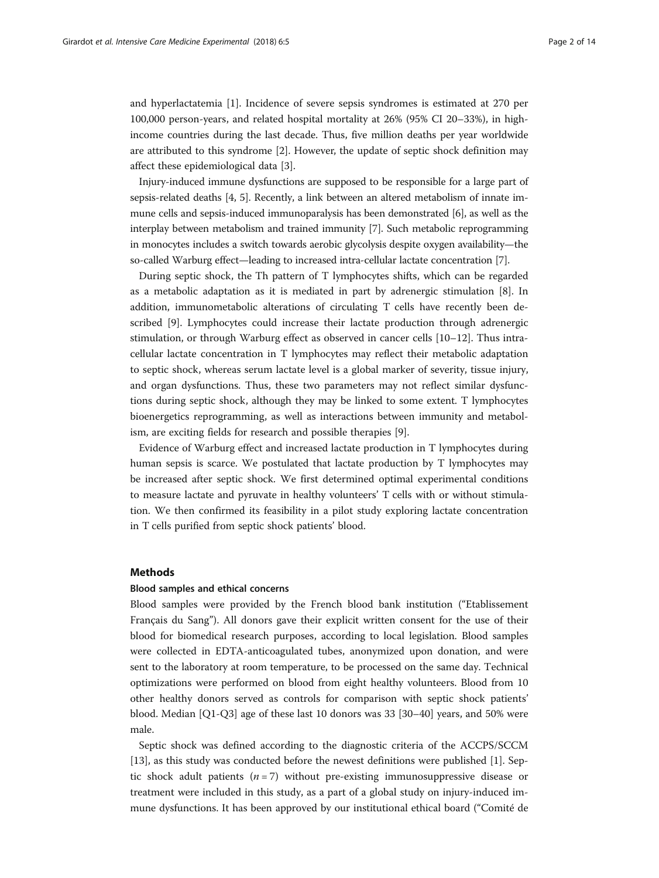and hyperlactatemia [1]. Incidence of severe sepsis syndromes is estimated at 270 per 100,000 person-years, and related hospital mortality at 26% (95% CI 20–33%), in high-income countries during the last decade. Thus, five million deaths per year worldwide are attributed to this syndrome [2]. However, the update of septic shock definition may affect these epidemiological data [3].

Injury-induced immune dysfunctions are supposed to be responsible for a large part of sepsis-related deaths [4, 5]. Recently, a link between an altered metabolism of innate immune cells and sepsis-induced immunoparalysis has been demonstrated [6], as well as the interplay between metabolism and trained immunity [7]. Such metabolic reprogramming in monocytes includes a switch towards aerobic glycolysis despite oxygen availability—the so-called Warburg effect—leading to increased intra-cellular lactate concentration [7].

During septic shock, the Th pattern of T lymphocytes shifts, which can be regarded as a metabolic adaptation as it is mediated in part by adrenergic stimulation [8]. In addition, immunometabolic alterations of circulating T cells have recently been described [9]. Lymphocytes could increase their lactate production through adrenergic stimulation, or through Warburg effect as observed in cancer cells [10–12]. Thus intracellular lactate concentration in T lymphocytes may reflect their metabolic adaptation to septic shock, whereas serum lactate level is a global marker of severity, tissue injury, and organ dysfunctions. Thus, these two parameters may not reflect similar dysfunctions during septic shock, although they may be linked to some extent. T lymphocytes bioenergetics reprogramming, as well as interactions between immunity and metabolism, are exciting fields for research and possible therapies [9].

Evidence of Warburg effect and increased lactate production in T lymphocytes during human sepsis is scarce. We postulated that lactate production by T lymphocytes may be increased after septic shock. We first determined optimal experimental conditions to measure lactate and pyruvate in healthy volunteers' T cells with or without stimulation. We then confirmed its feasibility in a pilot study exploring lactate concentration in T cells purified from septic shock patients' blood.

## Methods

### Blood samples and ethical concerns

Blood samples were provided by the French blood bank institution ("Etablissement Français du Sang"). All donors gave their explicit written consent for the use of their blood for biomedical research purposes, according to local legislation. Blood samples were collected in EDTA-anticoagulated tubes, anonymized upon donation, and were sent to the laboratory at room temperature, to be processed on the same day. Technical optimizations were performed on blood from eight healthy volunteers. Blood from 10 other healthy donors served as controls for comparison with septic shock patients' blood. Median [Q1-Q3] age of these last 10 donors was 33 [30–40] years, and 50% were male.

Septic shock was defined according to the diagnostic criteria of the ACCPS/SCCM [13], as this study was conducted before the newest definitions were published [1]. Septic shock adult patients ($n = 7$) without pre-existing immunosuppressive disease or treatment were included in this study, as a part of a global study on injury-induced immune dysfunctions. It has been approved by our institutional ethical board ("Comité de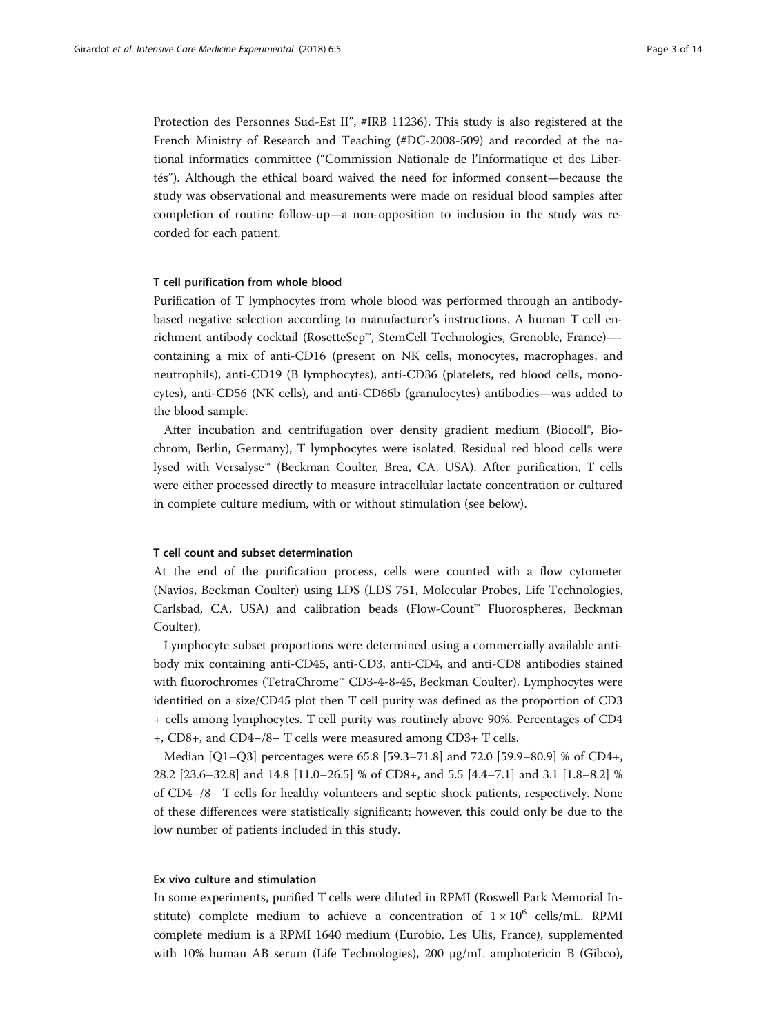Protection des Personnes Sud-Est II", #IRB 11236). This study is also registered at the French Ministry of Research and Teaching (#DC-2008-509) and recorded at the national informatics committee ("Commission Nationale de l'Informatique et des Libertés"). Although the ethical board waived the need for informed consent—because the study was observational and measurements were made on residual blood samples after completion of routine follow-up—a non-opposition to inclusion in the study was recorded for each patient.

### T cell purification from whole blood

Purification of T lymphocytes from whole blood was performed through an antibody-based negative selection according to manufacturer's instructions. A human T cell enrichment antibody cocktail (RosetteSep™, StemCell Technologies, Grenoble, France)—containing a mix of anti-CD16 (present on NK cells, monocytes, macrophages, and neutrophils), anti-CD19 (B lymphocytes), anti-CD36 (platelets, red blood cells, monocytes), anti-CD56 (NK cells), and anti-CD66b (granulocytes) antibodies—was added to the blood sample.

After incubation and centrifugation over density gradient medium (Biocoll®, Biochrom, Berlin, Germany), T lymphocytes were isolated. Residual red blood cells were lysed with Versalyse™ (Beckman Coulter, Brea, CA, USA). After purification, T cells were either processed directly to measure intracellular lactate concentration or cultured in complete culture medium, with or without stimulation (see below).

### T cell count and subset determination

At the end of the purification process, cells were counted with a flow cytometer (Navios, Beckman Coulter) using LDS (LDS 751, Molecular Probes, Life Technologies, Carlsbad, CA, USA) and calibration beads (Flow-Count™ Fluorospheres, Beckman Coulter).

Lymphocyte subset proportions were determined using a commercially available antibody mix containing anti-CD45, anti-CD3, anti-CD4, and anti-CD8 antibodies stained with fluorochromes (TetraChrome™ CD3-4-8-45, Beckman Coulter). Lymphocytes were identified on a size/CD45 plot then T cell purity was defined as the proportion of CD3+ cells among lymphocytes. T cell purity was routinely above 90%. Percentages of CD4+, CD8+, and CD4−/8− T cells were measured among CD3+ T cells.

Median [Q1–Q3] percentages were 65.8 [59.3–71.8] and 72.0 [59.9–80.9] % of CD4+, 28.2 [23.6–32.8] and 14.8 [11.0–26.5] % of CD8+, and 5.5 [4.4–7.1] and 3.1 [1.8–8.2] % of CD4−/8− T cells for healthy volunteers and septic shock patients, respectively. None of these differences were statistically significant; however, this could only be due to the low number of patients included in this study.

### Ex vivo culture and stimulation

In some experiments, purified T cells were diluted in RPMI (Roswell Park Memorial Institute) complete medium to achieve a concentration of $1 \times 10^6$ cells/mL. RPMI complete medium is a RPMI 1640 medium (Eurobio, Les Ulis, France), supplemented with 10% human AB serum (Life Technologies), 200 μg/mL amphotericin B (Gibco),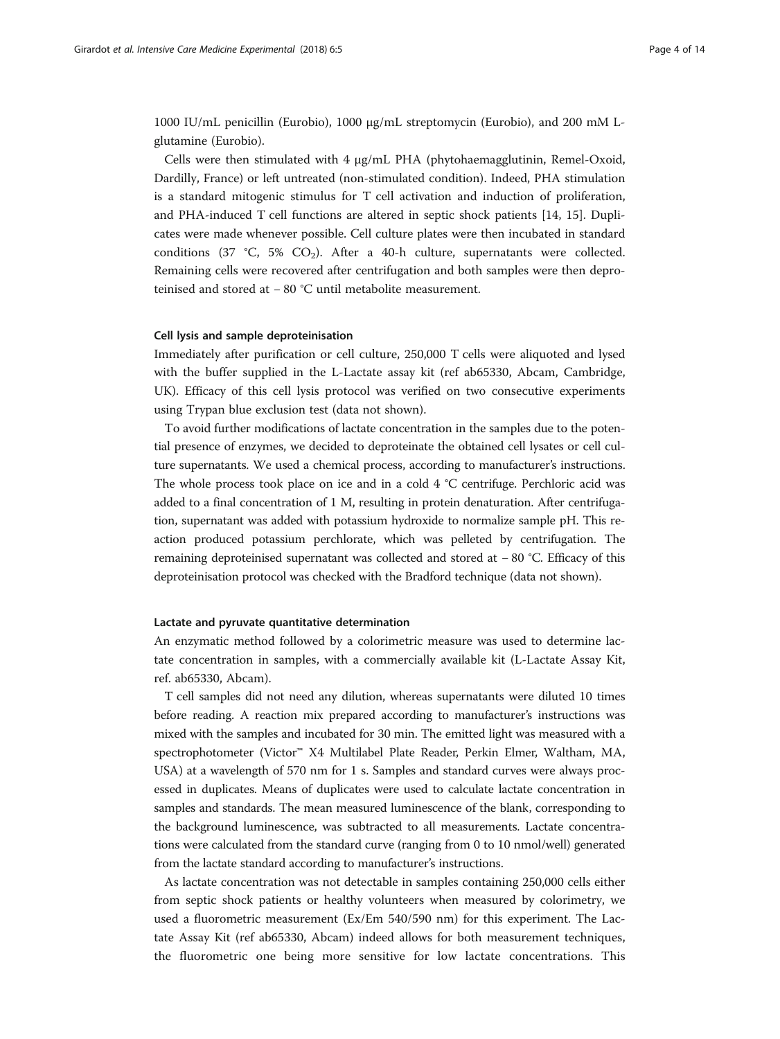1000 IU/mL penicillin (Eurobio), 1000 μg/mL streptomycin (Eurobio), and 200 mM L-glutamine (Eurobio).

Cells were then stimulated with 4 μg/mL PHA (phytohaemagglutinin, Remel-Oxoid, Dardilly, France) or left untreated (non-stimulated condition). Indeed, PHA stimulation is a standard mitogenic stimulus for T cell activation and induction of proliferation, and PHA-induced T cell functions are altered in septic shock patients [14, 15]. Duplicates were made whenever possible. Cell culture plates were then incubated in standard conditions (37 °C, 5% $CO_2$). After a 40-h culture, supernatants were collected. Remaining cells were recovered after centrifugation and both samples were then deproteinised and stored at − 80 °C until metabolite measurement.

#### Cell lysis and sample deproteinisation

Immediately after purification or cell culture, 250,000 T cells were aliquoted and lysed with the buffer supplied in the L-Lactate assay kit (ref ab65330, Abcam, Cambridge, UK). Efficacy of this cell lysis protocol was verified on two consecutive experiments using Trypan blue exclusion test (data not shown).

To avoid further modifications of lactate concentration in the samples due to the potential presence of enzymes, we decided to deproteinate the obtained cell lysates or cell culture supernatants. We used a chemical process, according to manufacturer's instructions. The whole process took place on ice and in a cold 4 °C centrifuge. Perchloric acid was added to a final concentration of 1 M, resulting in protein denaturation. After centrifugation, supernatant was added with potassium hydroxide to normalize sample pH. This reaction produced potassium perchlorate, which was pelleted by centrifugation. The remaining deproteinised supernatant was collected and stored at − 80 °C. Efficacy of this deproteinisation protocol was checked with the Bradford technique (data not shown).

#### Lactate and pyruvate quantitative determination

An enzymatic method followed by a colorimetric measure was used to determine lactate concentration in samples, with a commercially available kit (L-Lactate Assay Kit, ref. ab65330, Abcam).

T cell samples did not need any dilution, whereas supernatants were diluted 10 times before reading. A reaction mix prepared according to manufacturer's instructions was mixed with the samples and incubated for 30 min. The emitted light was measured with a spectrophotometer (Victor™ X4 Multilabel Plate Reader, Perkin Elmer, Waltham, MA, USA) at a wavelength of 570 nm for 1 s. Samples and standard curves were always processed in duplicates. Means of duplicates were used to calculate lactate concentration in samples and standards. The mean measured luminescence of the blank, corresponding to the background luminescence, was subtracted to all measurements. Lactate concentrations were calculated from the standard curve (ranging from 0 to 10 nmol/well) generated from the lactate standard according to manufacturer's instructions.

As lactate concentration was not detectable in samples containing 250,000 cells either from septic shock patients or healthy volunteers when measured by colorimetry, we used a fluorometric measurement (Ex/Em 540/590 nm) for this experiment. The Lactate Assay Kit (ref ab65330, Abcam) indeed allows for both measurement techniques, the fluorometric one being more sensitive for low lactate concentrations. This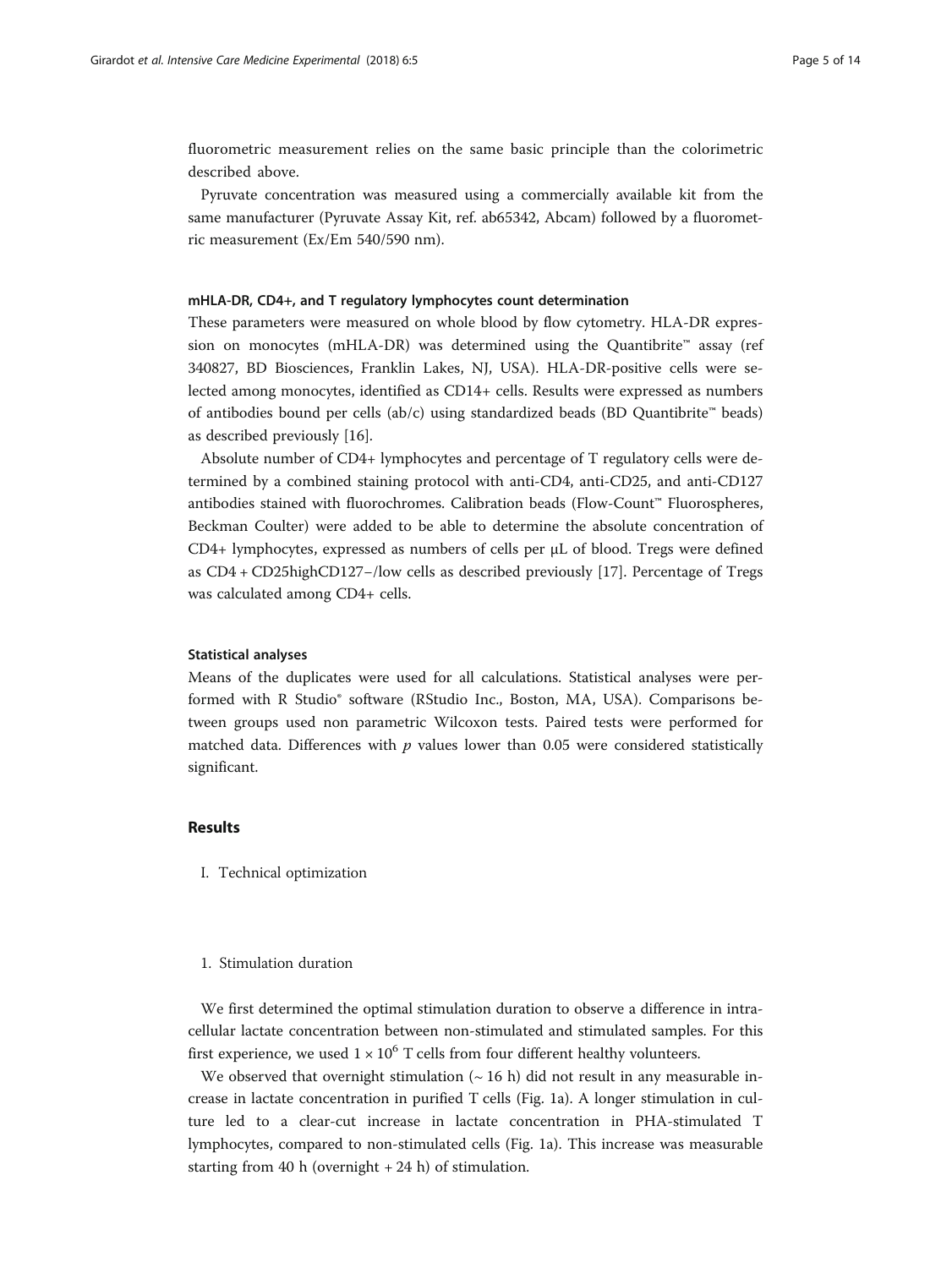fluorometric measurement relies on the same basic principle than the colorimetric described above.

Pyruvate concentration was measured using a commercially available kit from the same manufacturer (Pyruvate Assay Kit, ref. ab65342, Abcam) followed by a fluorometric measurement (Ex/Em 540/590 nm).

### mHLA-DR, CD4+, and T regulatory lymphocytes count determination

These parameters were measured on whole blood by flow cytometry. HLA-DR expression on monocytes (mHLA-DR) was determined using the Quantibrite™ assay (ref 340827, BD Biosciences, Franklin Lakes, NJ, USA). HLA-DR-positive cells were selected among monocytes, identified as CD14+ cells. Results were expressed as numbers of antibodies bound per cells (ab/c) using standardized beads (BD Quantibrite™ beads) as described previously [16].

Absolute number of CD4+ lymphocytes and percentage of T regulatory cells were determined by a combined staining protocol with anti-CD4, anti-CD25, and anti-CD127 antibodies stained with fluorochromes. Calibration beads (Flow-Count™ Fluorospheres, Beckman Coulter) were added to be able to determine the absolute concentration of CD4+ lymphocytes, expressed as numbers of cells per μL of blood. Tregs were defined as CD4 + CD25highCD127−/low cells as described previously [17]. Percentage of Tregs was calculated among CD4+ cells.

### Statistical analyses

Means of the duplicates were used for all calculations. Statistical analyses were performed with R Studio® software (RStudio Inc., Boston, MA, USA). Comparisons between groups used non parametric Wilcoxon tests. Paired tests were performed for matched data. Differences with $p$ values lower than 0.05 were considered statistically significant.

## Results

I. Technical optimization

1. Stimulation duration

We first determined the optimal stimulation duration to observe a difference in intracellular lactate concentration between non-stimulated and stimulated samples. For this first experience, we used $1 \times 10^6$ T cells from four different healthy volunteers.

We observed that overnight stimulation (~ 16 h) did not result in any measurable increase in lactate concentration in purified T cells (Fig. 1a). A longer stimulation in culture led to a clear-cut increase in lactate concentration in PHA-stimulated T lymphocytes, compared to non-stimulated cells (Fig. 1a). This increase was measurable starting from 40 h (overnight + 24 h) of stimulation.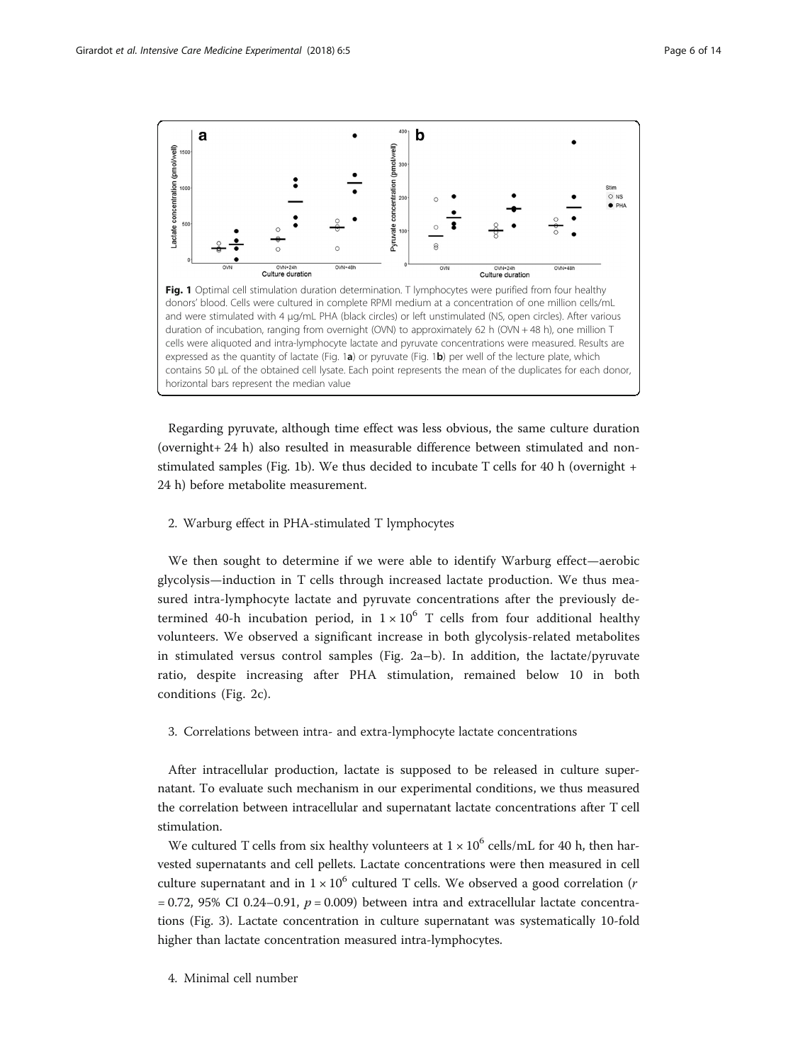**Fig. 1** Optimal cell stimulation duration determination. T lymphocytes were purified from four healthy donors' blood. Cells were cultured in complete RPMI medium at a concentration of one million cells/mL and were stimulated with 4 μg/mL PHA (black circles) or left unstimulated (NS, open circles). After various duration of incubation, ranging from overnight (OVN) to approximately 62 h (OVN + 48 h), one million T cells were aliquoted and intra-lymphocyte lactate and pyruvate concentrations were measured. Results are expressed as the quantity of lactate (Fig. 1**a**) or pyruvate (Fig. 1**b**) per well of the lecture plate, which contains 50 μL of the obtained cell lysate. Each point represents the mean of the duplicates for each donor, horizontal bars represent the median value

Regarding pyruvate, although time effect was less obvious, the same culture duration (overnight+ 24 h) also resulted in measurable difference between stimulated and non-stimulated samples (Fig. 1b). We thus decided to incubate T cells for 40 h (overnight + 24 h) before metabolite measurement.

2. Warburg effect in PHA-stimulated T lymphocytes

We then sought to determine if we were able to identify Warburg effect—aerobic glycolysis—induction in T cells through increased lactate production. We thus measured intra-lymphocyte lactate and pyruvate concentrations after the previously determined 40-h incubation period, in $1 \times 10^6$ T cells from four additional healthy volunteers. We observed a significant increase in both glycolysis-related metabolites in stimulated versus control samples (Fig. 2a–b). In addition, the lactate/pyruvate ratio, despite increasing after PHA stimulation, remained below 10 in both conditions (Fig. 2c).

3. Correlations between intra- and extra-lymphocyte lactate concentrations

After intracellular production, lactate is supposed to be released in culture supernatant. To evaluate such mechanism in our experimental conditions, we thus measured the correlation between intracellular and supernatant lactate concentrations after T cell stimulation.

We cultured T cells from six healthy volunteers at $1 \times 10^6$ cells/mL for 40 h, then harvested supernatants and cell pellets. Lactate concentrations were then measured in cell culture supernatant and in $1 \times 10^6$ cultured T cells. We observed a good correlation ($r = 0.72$, 95% CI 0.24–0.91, $p = 0.009$) between intra and extracellular lactate concentrations (Fig. 3). Lactate concentration in culture supernatant was systematically 10-fold higher than lactate concentration measured intra-lymphocytes.

4. Minimal cell number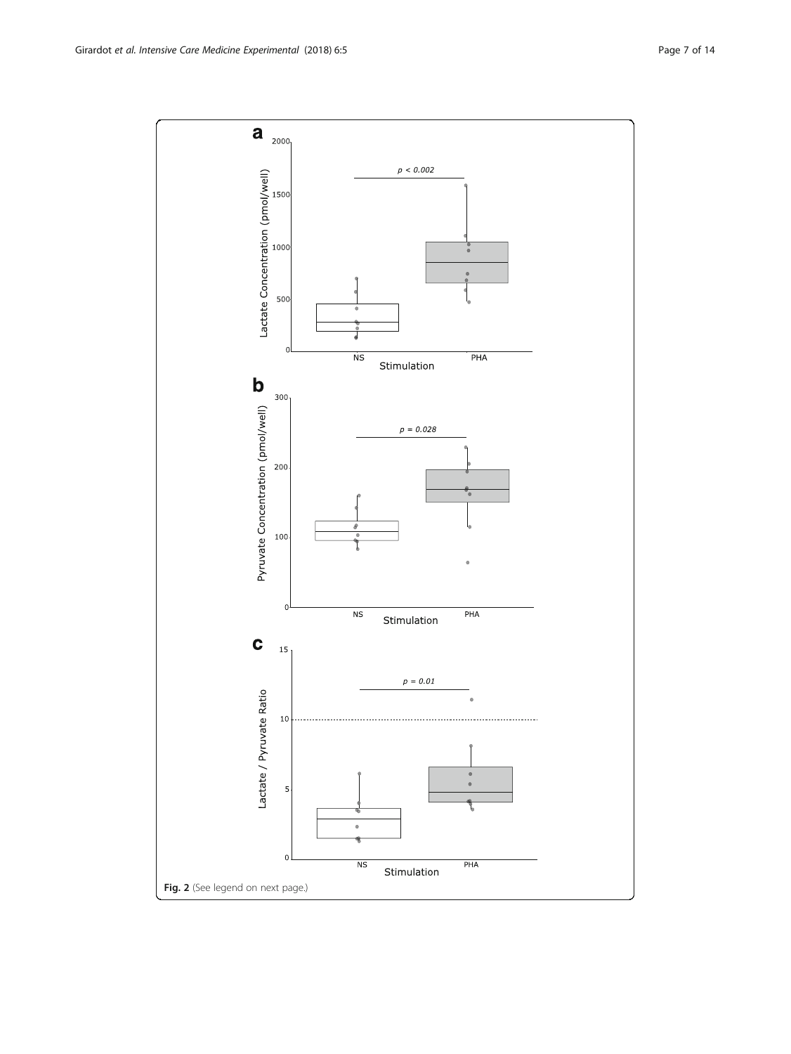Fig. 2 (See legend on next page.)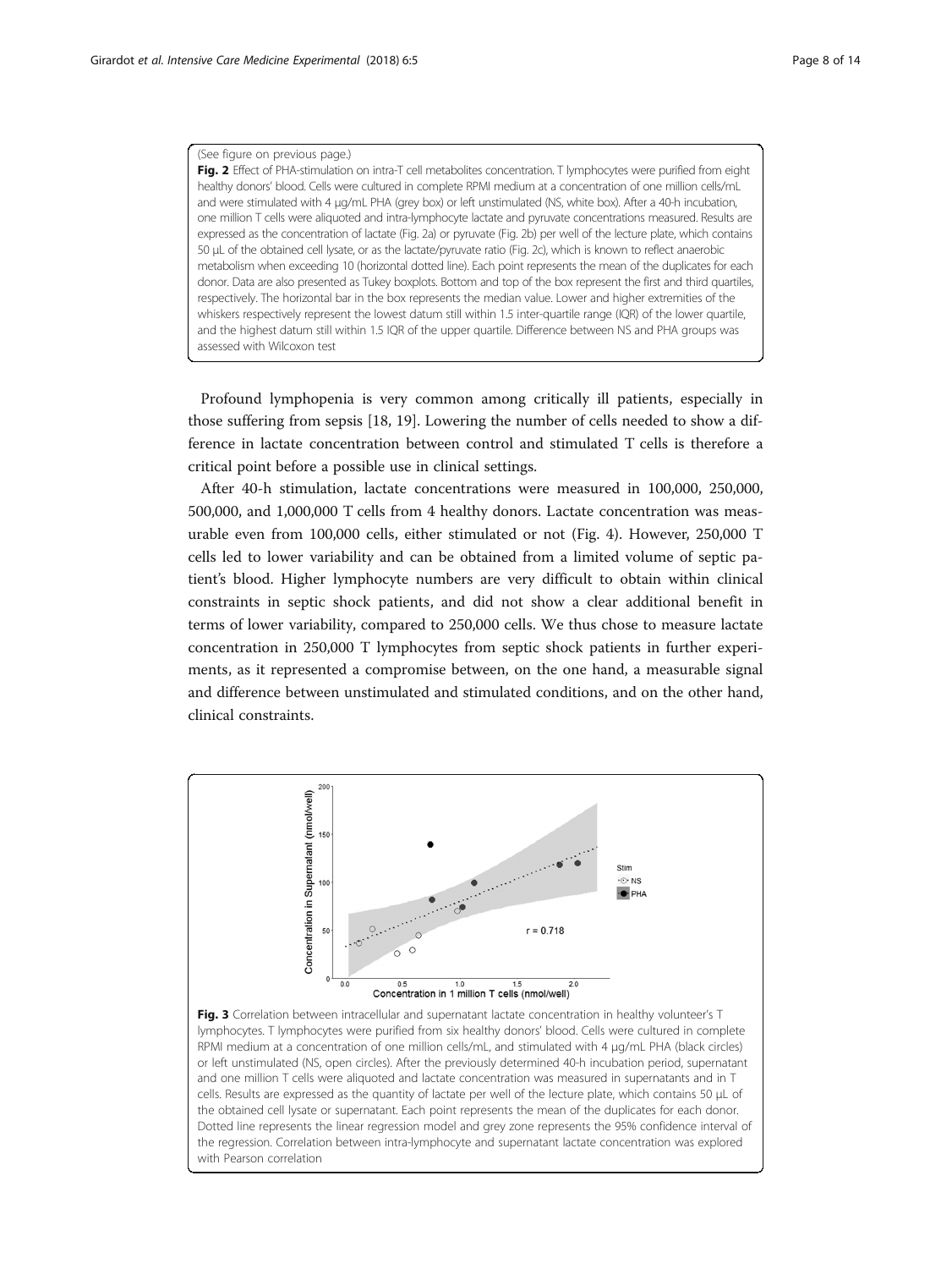(See figure on previous page.)

**Fig. 2** Effect of PHA-stimulation on intra-T cell metabolites concentration. T lymphocytes were purified from eight healthy donors' blood. Cells were cultured in complete RPMI medium at a concentration of one million cells/mL and were stimulated with 4 μg/mL PHA (grey box) or left unstimulated (NS, white box). After a 40-h incubation, one million T cells were aliquoted and intra-lymphocyte lactate and pyruvate concentrations measured. Results are expressed as the concentration of lactate (Fig. 2a) or pyruvate (Fig. 2b) per well of the lecture plate, which contains 50 μL of the obtained cell lysate, or as the lactate/pyruvate ratio (Fig. 2c), which is known to reflect anaerobic metabolism when exceeding 10 (horizontal dotted line). Each point represents the mean of the duplicates for each donor. Data are also presented as Tukey boxplots. Bottom and top of the box represent the first and third quartiles, respectively. The horizontal bar in the box represents the median value. Lower and higher extremities of the whiskers respectively represent the lowest datum still within 1.5 inter-quartile range (IQR) of the lower quartile, and the highest datum still within 1.5 IQR of the upper quartile. Difference between NS and PHA groups was assessed with Wilcoxon test

Profound lymphopenia is very common among critically ill patients, especially in those suffering from sepsis [18, 19]. Lowering the number of cells needed to show a difference in lactate concentration between control and stimulated T cells is therefore a critical point before a possible use in clinical settings.

After 40-h stimulation, lactate concentrations were measured in 100,000, 250,000, 500,000, and 1,000,000 T cells from 4 healthy donors. Lactate concentration was measurable even from 100,000 cells, either stimulated or not (Fig. 4). However, 250,000 T cells led to lower variability and can be obtained from a limited volume of septic patient's blood. Higher lymphocyte numbers are very difficult to obtain within clinical constraints in septic shock patients, and did not show a clear additional benefit in terms of lower variability, compared to 250,000 cells. We thus chose to measure lactate concentration in 250,000 T lymphocytes from septic shock patients in further experiments, as it represented a compromise between, on the one hand, a measurable signal and difference between unstimulated and stimulated conditions, and on the other hand, clinical constraints.

**Fig. 3** Correlation between intracellular and supernatant lactate concentration in healthy volunteer's T lymphocytes. T lymphocytes were purified from six healthy donors' blood. Cells were cultured in complete RPMI medium at a concentration of one million cells/mL, and stimulated with 4 μg/mL PHA (black circles) or left unstimulated (NS, open circles). After the previously determined 40-h incubation period, supernatant and one million T cells were aliquoted and lactate concentration was measured in supernatants and in T cells. Results are expressed as the quantity of lactate per well of the lecture plate, which contains 50 μL of the obtained cell lysate or supernatant. Each point represents the mean of the duplicates for each donor. Dotted line represents the linear regression model and grey zone represents the 95% confidence interval of the regression. Correlation between intra-lymphocyte and supernatant lactate concentration was explored with Pearson correlation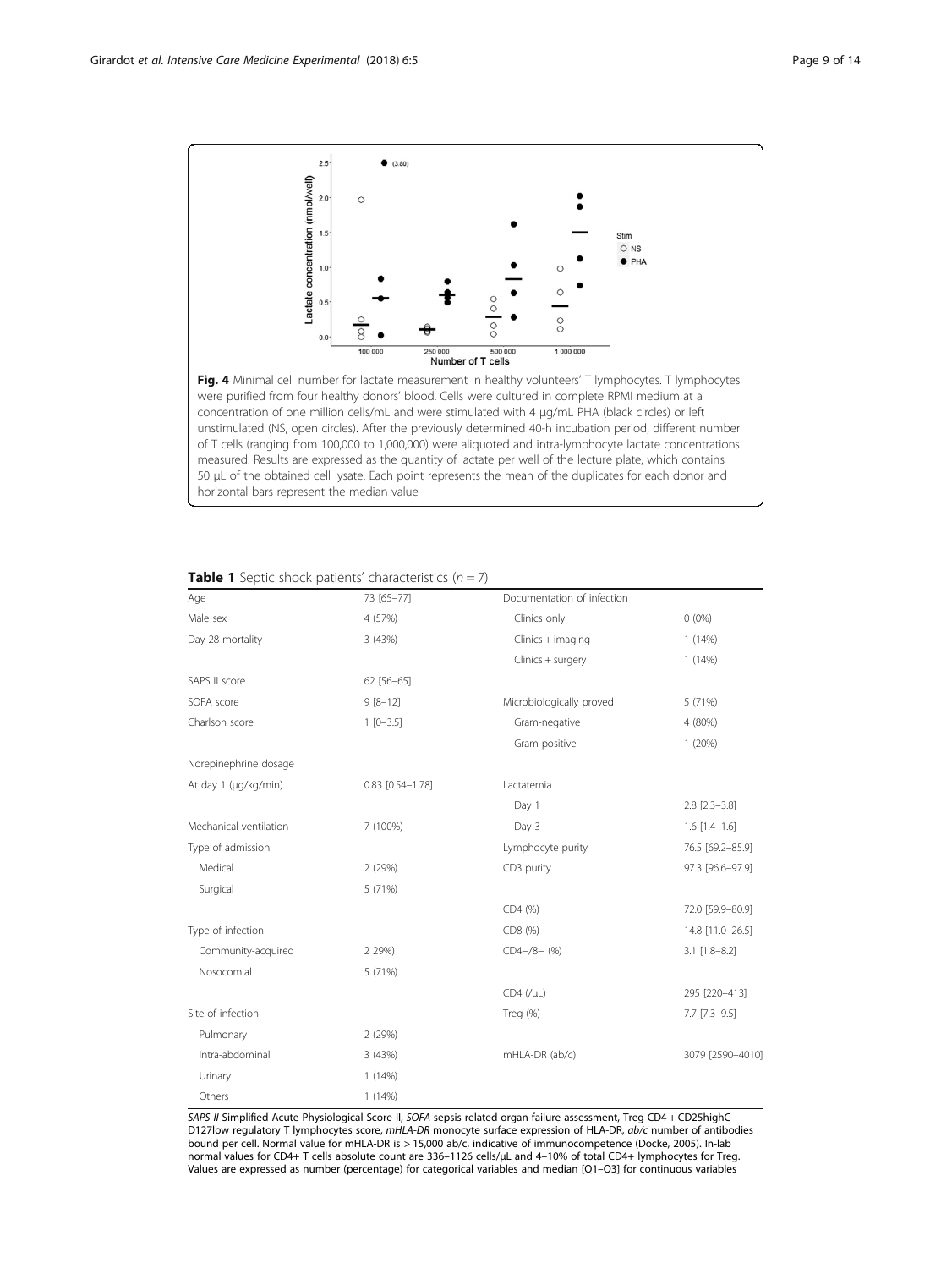**Fig. 4** Minimal cell number for lactate measurement in healthy volunteers' T lymphocytes. T lymphocytes were purified from four healthy donors' blood. Cells were cultured in complete RPMI medium at a concentration of one million cells/mL and were stimulated with 4 μg/mL PHA (black circles) or left unstimulated (NS, open circles). After the previously determined 40-h incubation period, different number of T cells (ranging from 100,000 to 1,000,000) were aliquoted and intra-lymphocyte lactate concentrations measured. Results are expressed as the quantity of lactate per well of the lecture plate, which contains 50 μL of the obtained cell lysate. Each point represents the mean of the duplicates for each donor and horizontal bars represent the median value

**Table 1** Septic shock patients' characteristics ($n = 7$)

| | | | |
|---|---|---|---|
| Age | 73 [65–77] | Documentation of infection | |
| Male sex | 4 (57%) | Clinics only | 0 (0%) |
| Day 28 mortality | 3 (43%) | Clinics + imaging | 1 (14%) |
| | | Clinics + surgery | 1 (14%) |
| SAPS II score | 62 [56–65] | | |
| SOFA score | 9 [8–12] | Microbiologically proved | 5 (71%) |
| Charlson score | 1 [0–3.5] | Gram-negative | 4 (80%) |
| | | Gram-positive | 1 (20%) |
| Norepinephrine dosage | | | |
| At day 1 (μg/kg/min) | 0.83 [0.54–1.78] | Lactatemia | |
| | | Day 1 | 2.8 [2.3–3.8] |
| Mechanical ventilation | 7 (100%) | Day 3 | 1.6 [1.4–1.6] |
| Type of admission | | Lymphocyte purity | 76.5 [69.2–85.9] |
| Medical | 2 (29%) | CD3 purity | 97.3 [96.6–97.9] |
| Surgical | 5 (71%) | | |
| | | CD4 (%) | 72.0 [59.9–80.9] |
| Type of infection | | CD8 (%) | 14.8 [11.0–26.5] |
| Community-acquired | 2 29%) | CD4−/8− (%) | 3.1 [1.8–8.2] |
| Nosocomial | 5 (71%) | | |
| | | CD4 (/μL) | 295 [220–413] |
| Site of infection | | Treg (%) | 7.7 [7.3–9.5] |
| Pulmonary | 2 (29%) | | |
| Intra-abdominal | 3 (43%) | mHLA-DR (ab/c) | 3079 [2590–4010] |
| Urinary | 1 (14%) | | |
| Others | 1 (14%) | | |

*SAPS II* Simplified Acute Physiological Score II, *SOFA* sepsis-related organ failure assessment, Treg CD4 + CD25highCD127low regulatory T lymphocytes score, *mHLA-DR* monocyte surface expression of HLA-DR, *ab/c* number of antibodies bound per cell. Normal value for mHLA-DR is > 15,000 ab/c, indicative of immunocompetence (Docke, 2005). In-lab normal values for CD4+ T cells absolute count are 336–1126 cells/μL and 4–10% of total CD4+ lymphocytes for Treg. Values are expressed as number (percentage) for categorical variables and median [Q1–Q3] for continuous variables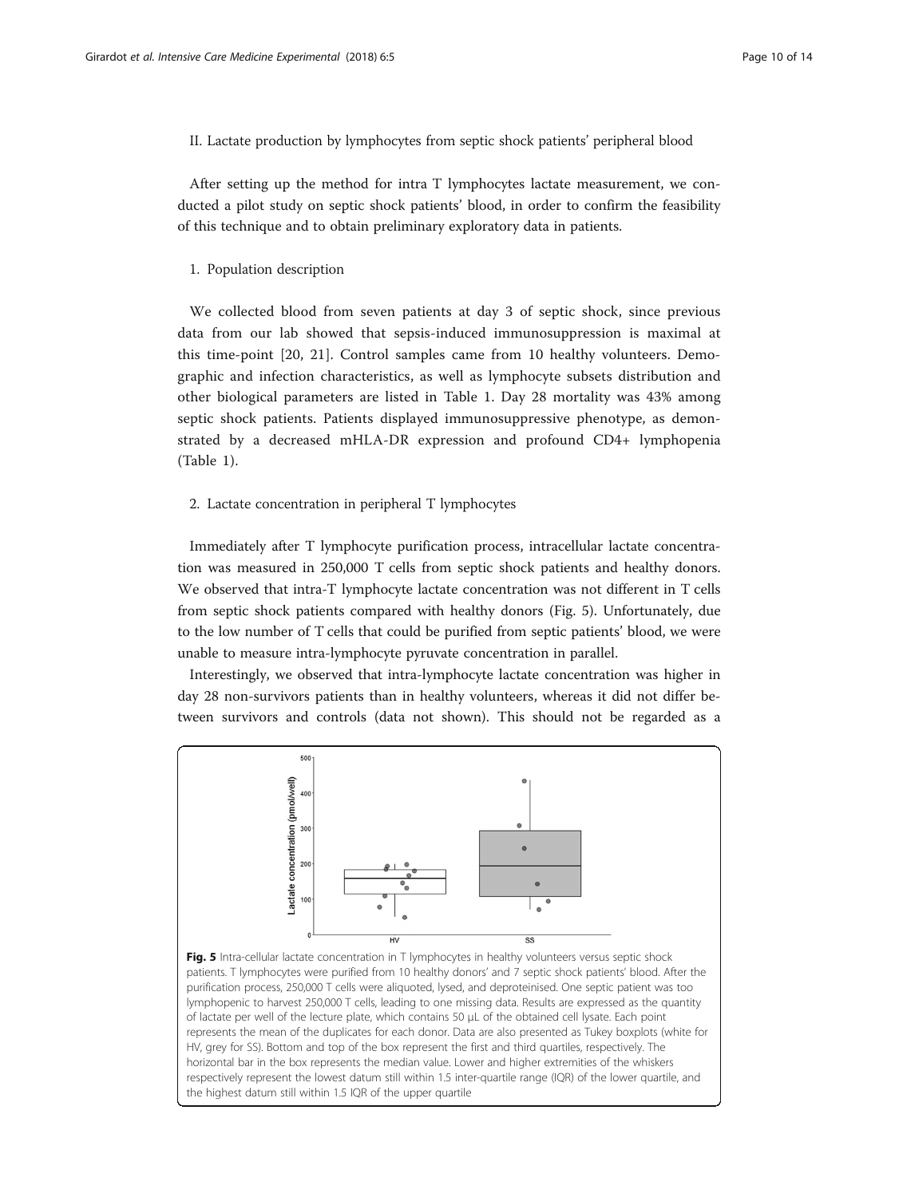II. Lactate production by lymphocytes from septic shock patients' peripheral blood

After setting up the method for intra T lymphocytes lactate measurement, we conducted a pilot study on septic shock patients' blood, in order to confirm the feasibility of this technique and to obtain preliminary exploratory data in patients.

1. Population description

We collected blood from seven patients at day 3 of septic shock, since previous data from our lab showed that sepsis-induced immunosuppression is maximal at this time-point [20, 21]. Control samples came from 10 healthy volunteers. Demographic and infection characteristics, as well as lymphocyte subsets distribution and other biological parameters are listed in Table 1. Day 28 mortality was 43% among septic shock patients. Patients displayed immunosuppressive phenotype, as demonstrated by a decreased mHLA-DR expression and profound CD4+ lymphopenia (Table 1).

2. Lactate concentration in peripheral T lymphocytes

Immediately after T lymphocyte purification process, intracellular lactate concentration was measured in 250,000 T cells from septic shock patients and healthy donors. We observed that intra-T lymphocyte lactate concentration was not different in T cells from septic shock patients compared with healthy donors (Fig. 5). Unfortunately, due to the low number of T cells that could be purified from septic patients' blood, we were unable to measure intra-lymphocyte pyruvate concentration in parallel.

Interestingly, we observed that intra-lymphocyte lactate concentration was higher in day 28 non-survivors patients than in healthy volunteers, whereas it did not differ between survivors and controls (data not shown). This should not be regarded as a

**Fig. 5** Intra-cellular lactate concentration in T lymphocytes in healthy volunteers versus septic shock patients. T lymphocytes were purified from 10 healthy donors' and 7 septic shock patients' blood. After the purification process, 250,000 T cells were aliquoted, lysed, and deproteinised. One septic patient was too lymphopenic to harvest 250,000 T cells, leading to one missing data. Results are expressed as the quantity of lactate per well of the lecture plate, which contains 50 µL of the obtained cell lysate. Each point represents the mean of the duplicates for each donor. Data are also presented as Tukey boxplots (white for HV, grey for SS). Bottom and top of the box represent the first and third quartiles, respectively. The horizontal bar in the box represents the median value. Lower and higher extremities of the whiskers respectively represent the lowest datum still within 1.5 inter-quartile range (IQR) of the lower quartile, and the highest datum still within 1.5 IQR of the upper quartile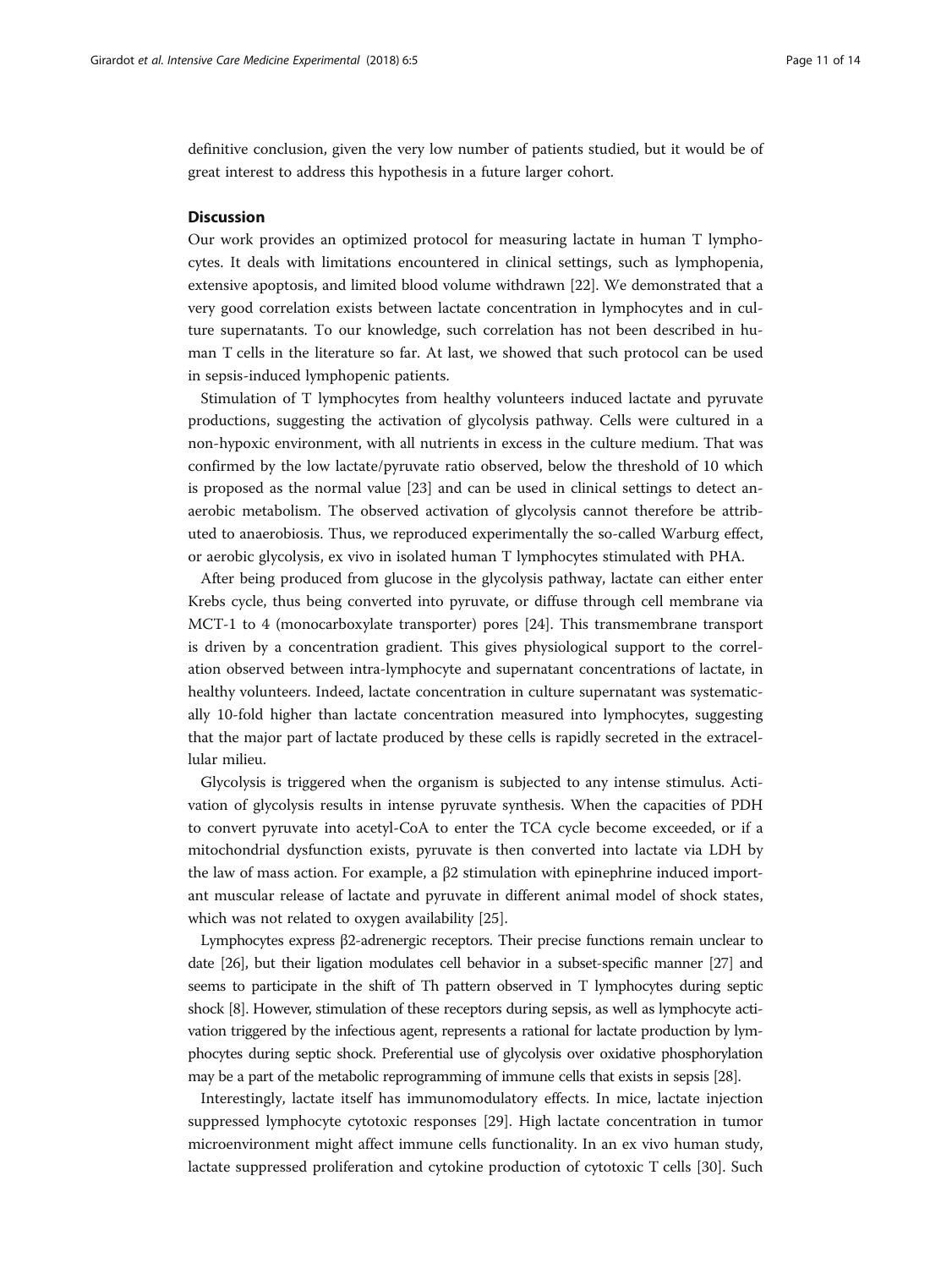definitive conclusion, given the very low number of patients studied, but it would be of great interest to address this hypothesis in a future larger cohort.

## Discussion

Our work provides an optimized protocol for measuring lactate in human T lymphocytes. It deals with limitations encountered in clinical settings, such as lymphopenia, extensive apoptosis, and limited blood volume withdrawn [22]. We demonstrated that a very good correlation exists between lactate concentration in lymphocytes and in culture supernatants. To our knowledge, such correlation has not been described in human T cells in the literature so far. At last, we showed that such protocol can be used in sepsis-induced lymphopenic patients.

Stimulation of T lymphocytes from healthy volunteers induced lactate and pyruvate productions, suggesting the activation of glycolysis pathway. Cells were cultured in a non-hypoxic environment, with all nutrients in excess in the culture medium. That was confirmed by the low lactate/pyruvate ratio observed, below the threshold of 10 which is proposed as the normal value [23] and can be used in clinical settings to detect anaerobic metabolism. The observed activation of glycolysis cannot therefore be attributed to anaerobiosis. Thus, we reproduced experimentally the so-called Warburg effect, or aerobic glycolysis, ex vivo in isolated human T lymphocytes stimulated with PHA.

After being produced from glucose in the glycolysis pathway, lactate can either enter Krebs cycle, thus being converted into pyruvate, or diffuse through cell membrane via MCT-1 to 4 (monocarboxylate transporter) pores [24]. This transmembrane transport is driven by a concentration gradient. This gives physiological support to the correlation observed between intra-lymphocyte and supernatant concentrations of lactate, in healthy volunteers. Indeed, lactate concentration in culture supernatant was systematically 10-fold higher than lactate concentration measured into lymphocytes, suggesting that the major part of lactate produced by these cells is rapidly secreted in the extracellular milieu.

Glycolysis is triggered when the organism is subjected to any intense stimulus. Activation of glycolysis results in intense pyruvate synthesis. When the capacities of PDH to convert pyruvate into acetyl-CoA to enter the TCA cycle become exceeded, or if a mitochondrial dysfunction exists, pyruvate is then converted into lactate via LDH by the law of mass action. For example, a β2 stimulation with epinephrine induced important muscular release of lactate and pyruvate in different animal model of shock states, which was not related to oxygen availability [25].

Lymphocytes express β2-adrenergic receptors. Their precise functions remain unclear to date [26], but their ligation modulates cell behavior in a subset-specific manner [27] and seems to participate in the shift of Th pattern observed in T lymphocytes during septic shock [8]. However, stimulation of these receptors during sepsis, as well as lymphocyte activation triggered by the infectious agent, represents a rational for lactate production by lymphocytes during septic shock. Preferential use of glycolysis over oxidative phosphorylation may be a part of the metabolic reprogramming of immune cells that exists in sepsis [28].

Interestingly, lactate itself has immunomodulatory effects. In mice, lactate injection suppressed lymphocyte cytotoxic responses [29]. High lactate concentration in tumor microenvironment might affect immune cells functionality. In an ex vivo human study, lactate suppressed proliferation and cytokine production of cytotoxic T cells [30]. Such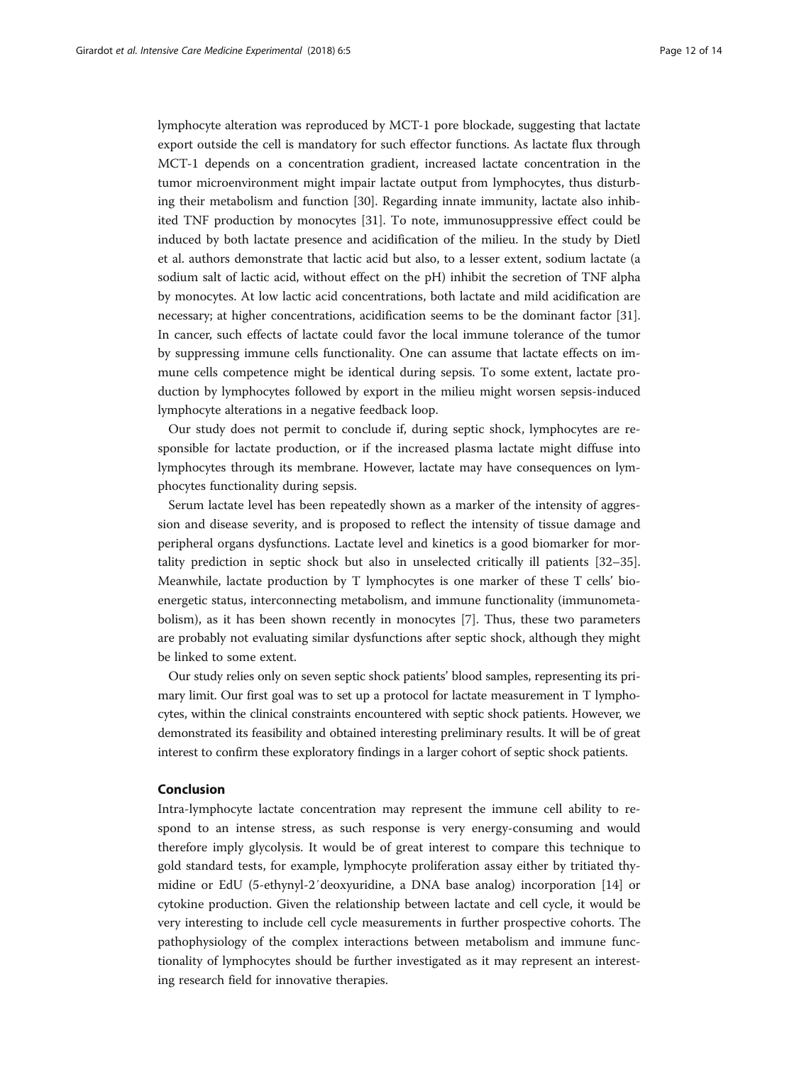lymphocyte alteration was reproduced by MCT-1 pore blockade, suggesting that lactate export outside the cell is mandatory for such effector functions. As lactate flux through MCT-1 depends on a concentration gradient, increased lactate concentration in the tumor microenvironment might impair lactate output from lymphocytes, thus disturbing their metabolism and function [30]. Regarding innate immunity, lactate also inhibited TNF production by monocytes [31]. To note, immunosuppressive effect could be induced by both lactate presence and acidification of the milieu. In the study by Dietl et al. authors demonstrate that lactic acid but also, to a lesser extent, sodium lactate (a sodium salt of lactic acid, without effect on the pH) inhibit the secretion of TNF alpha by monocytes. At low lactic acid concentrations, both lactate and mild acidification are necessary; at higher concentrations, acidification seems to be the dominant factor [31]. In cancer, such effects of lactate could favor the local immune tolerance of the tumor by suppressing immune cells functionality. One can assume that lactate effects on immune cells competence might be identical during sepsis. To some extent, lactate production by lymphocytes followed by export in the milieu might worsen sepsis-induced lymphocyte alterations in a negative feedback loop.

Our study does not permit to conclude if, during septic shock, lymphocytes are responsible for lactate production, or if the increased plasma lactate might diffuse into lymphocytes through its membrane. However, lactate may have consequences on lymphocytes functionality during sepsis.

Serum lactate level has been repeatedly shown as a marker of the intensity of aggression and disease severity, and is proposed to reflect the intensity of tissue damage and peripheral organs dysfunctions. Lactate level and kinetics is a good biomarker for mortality prediction in septic shock but also in unselected critically ill patients [32–35]. Meanwhile, lactate production by T lymphocytes is one marker of these T cells' bioenergetic status, interconnecting metabolism, and immune functionality (immunometabolism), as it has been shown recently in monocytes [7]. Thus, these two parameters are probably not evaluating similar dysfunctions after septic shock, although they might be linked to some extent.

Our study relies only on seven septic shock patients' blood samples, representing its primary limit. Our first goal was to set up a protocol for lactate measurement in T lymphocytes, within the clinical constraints encountered with septic shock patients. However, we demonstrated its feasibility and obtained interesting preliminary results. It will be of great interest to confirm these exploratory findings in a larger cohort of septic shock patients.

## Conclusion

Intra-lymphocyte lactate concentration may represent the immune cell ability to respond to an intense stress, as such response is very energy-consuming and would therefore imply glycolysis. It would be of great interest to compare this technique to gold standard tests, for example, lymphocyte proliferation assay either by tritiated thymidine or EdU (5-ethynyl-2′deoxyuridine, a DNA base analog) incorporation [14] or cytokine production. Given the relationship between lactate and cell cycle, it would be very interesting to include cell cycle measurements in further prospective cohorts. The pathophysiology of the complex interactions between metabolism and immune functionality of lymphocytes should be further investigated as it may represent an interesting research field for innovative therapies.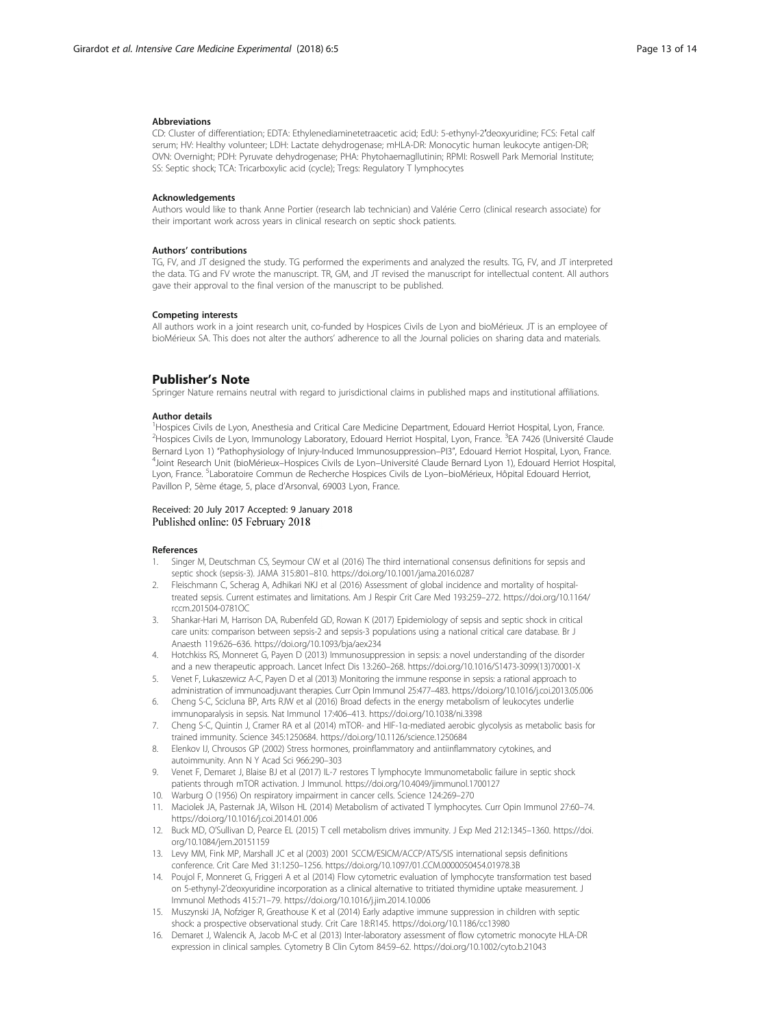### Abbreviations

CD: Cluster of differentiation; EDTA: Ethylenediaminetetraacetic acid; EdU: 5-ethynyl-2′deoxyuridine; FCS: Fetal calf serum; HV: Healthy volunteer; LDH: Lactate dehydrogenase; mHLA-DR: Monocytic human leukocyte antigen-DR; OVN: Overnight; PDH: Pyruvate dehydrogenase; PHA: Phytohaemagllutinin; RPMI: Roswell Park Memorial Institute; SS: Septic shock; TCA: Tricarboxylic acid (cycle); Tregs: Regulatory T lymphocytes

### Acknowledgements

Authors would like to thank Anne Portier (research lab technician) and Valérie Cerro (clinical research associate) for their important work across years in clinical research on septic shock patients.

### Authors' contributions

TG, FV, and JT designed the study. TG performed the experiments and analyzed the results. TG, FV, and JT interpreted the data. TG and FV wrote the manuscript. TR, GM, and JT revised the manuscript for intellectual content. All authors gave their approval to the final version of the manuscript to be published.

### Competing interests

All authors work in a joint research unit, co-funded by Hospices Civils de Lyon and bioMérieux. JT is an employee of bioMérieux SA. This does not alter the authors' adherence to all the Journal policies on sharing data and materials.

## Publisher's Note

Springer Nature remains neutral with regard to jurisdictional claims in published maps and institutional affiliations.

### Author details

[1]Hospices Civils de Lyon, Anesthesia and Critical Care Medicine Department, Edouard Herriot Hospital, Lyon, France. [2]Hospices Civils de Lyon, Immunology Laboratory, Edouard Herriot Hospital, Lyon, France. [3]EA 7426 (Université Claude Bernard Lyon 1) "Pathophysiology of Injury-Induced Immunosuppression–PI3", Edouard Herriot Hospital, Lyon, France. [4]Joint Research Unit (bioMérieux–Hospices Civils de Lyon–Université Claude Bernard Lyon 1), Edouard Herriot Hospital, Lyon, France. [5]Laboratoire Commun de Recherche Hospices Civils de Lyon–bioMérieux, Hôpital Edouard Herriot, Pavillon P, 5ème étage, 5, place d'Arsonval, 69003 Lyon, France.

Received: 20 July 2017 Accepted: 9 January 2018
Published online: 05 February 2018

### References

1. Singer M, Deutschman CS, Seymour CW et al (2016) The third international consensus definitions for sepsis and septic shock (sepsis-3). JAMA 315:801–810. https://doi.org/10.1001/jama.2016.0287
2. Fleischmann C, Scherag A, Adhikari NKJ et al (2016) Assessment of global incidence and mortality of hospital-treated sepsis. Current estimates and limitations. Am J Respir Crit Care Med 193:259–272. https://doi.org/10.1164/rccm.201504-0781OC
3. Shankar-Hari M, Harrison DA, Rubenfeld GD, Rowan K (2017) Epidemiology of sepsis and septic shock in critical care units: comparison between sepsis-2 and sepsis-3 populations using a national critical care database. Br J Anaesth 119:626–636. https://doi.org/10.1093/bja/aex234
4. Hotchkiss RS, Monneret G, Payen D (2013) Immunosuppression in sepsis: a novel understanding of the disorder and a new therapeutic approach. Lancet Infect Dis 13:260–268. https://doi.org/10.1016/S1473-3099(13)70001-X
5. Venet F, Lukaszewicz A-C, Payen D et al (2013) Monitoring the immune response in sepsis: a rational approach to administration of immunoadjuvant therapies. Curr Opin Immunol 25:477–483. https://doi.org/10.1016/j.coi.2013.05.006
6. Cheng S-C, Scicluna BP, Arts RJW et al (2016) Broad defects in the energy metabolism of leukocytes underlie immunoparalysis in sepsis. Nat Immunol 17:406–413. https://doi.org/10.1038/ni.3398
7. Cheng S-C, Quintin J, Cramer RA et al (2014) mTOR- and HIF-1α-mediated aerobic glycolysis as metabolic basis for trained immunity. Science 345:1250684. https://doi.org/10.1126/science.1250684
8. Elenkov IJ, Chrousos GP (2002) Stress hormones, proinflammatory and antiinflammatory cytokines, and autoimmunity. Ann N Y Acad Sci 966:290–303
9. Venet F, Demaret J, Blaise BJ et al (2017) IL-7 restores T lymphocyte Immunometabolic failure in septic shock patients through mTOR activation. J Immunol. https://doi.org/10.4049/jimmunol.1700127
10. Warburg O (1956) On respiratory impairment in cancer cells. Science 124:269–270
11. Maciolek JA, Pasternak JA, Wilson HL (2014) Metabolism of activated T lymphocytes. Curr Opin Immunol 27:60–74. https://doi.org/10.1016/j.coi.2014.01.006
12. Buck MD, O'Sullivan D, Pearce EL (2015) T cell metabolism drives immunity. J Exp Med 212:1345–1360. https://doi.org/10.1084/jem.20151159
13. Levy MM, Fink MP, Marshall JC et al (2003) 2001 SCCM/ESICM/ACCP/ATS/SIS international sepsis definitions conference. Crit Care Med 31:1250–1256. https://doi.org/10.1097/01.CCM.0000050454.01978.3B
14. Poujol F, Monneret G, Friggeri A et al (2014) Flow cytometric evaluation of lymphocyte transformation test based on 5-ethynyl-2′deoxyuridine incorporation as a clinical alternative to tritiated thymidine uptake measurement. J Immunol Methods 415:71–79. https://doi.org/10.1016/j.jim.2014.10.006
15. Muszynski JA, Nofziger R, Greathouse K et al (2014) Early adaptive immune suppression in children with septic shock: a prospective observational study. Crit Care 18:R145. https://doi.org/10.1186/cc13980
16. Demaret J, Walencik A, Jacob M-C et al (2013) Inter-laboratory assessment of flow cytometric monocyte HLA-DR expression in clinical samples. Cytometry B Clin Cytom 84:59–62. https://doi.org/10.1002/cyto.b.21043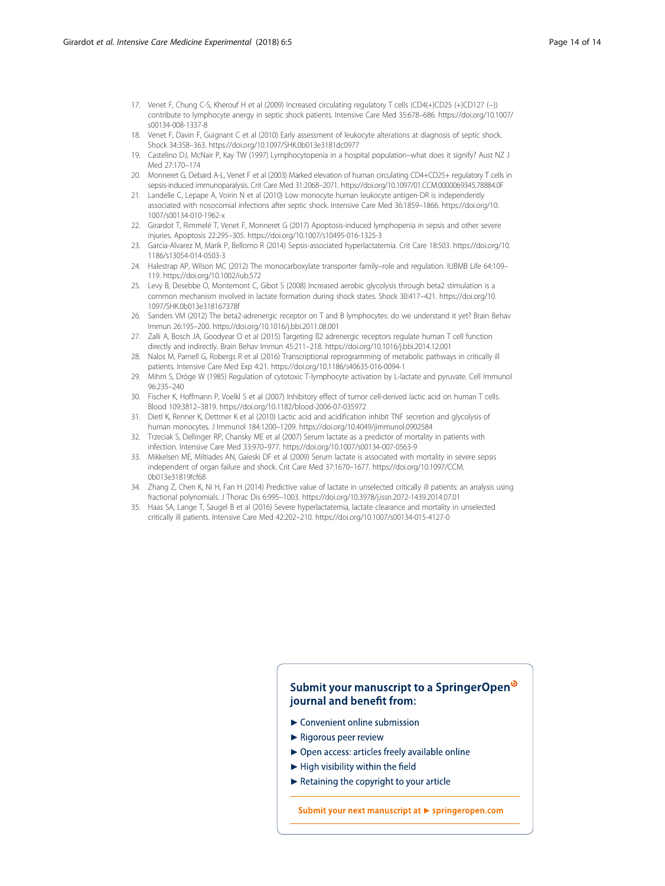17. Venet F, Chung C-S, Kherouf H et al (2009) Increased circulating regulatory T cells (CD4(+)CD25 (+)CD127 (−)) contribute to lymphocyte anergy in septic shock patients. Intensive Care Med 35:678–686. https://doi.org/10.1007/s00134-008-1337-8
18. Venet F, Davin F, Guignant C et al (2010) Early assessment of leukocyte alterations at diagnosis of septic shock. Shock 34:358–363. https://doi.org/10.1097/SHK.0b013e3181dc0977
19. Castelino DJ, McNair P, Kay TW (1997) Lymphocytopenia in a hospital population–what does it signify? Aust NZ J Med 27:170–174
20. Monneret G, Debard A-L, Venet F et al (2003) Marked elevation of human circulating CD4+CD25+ regulatory T cells in sepsis-induced immunoparalysis. Crit Care Med 31:2068–2071. https://doi.org/10.1097/01.CCM.0000069345.78884.0F
21. Landelle C, Lepape A, Voirin N et al (2010) Low monocyte human leukocyte antigen-DR is independently associated with nosocomial infections after septic shock. Intensive Care Med 36:1859–1866. https://doi.org/10.1007/s00134-010-1962-x
22. Girardot T, Rimmelé T, Venet F, Monneret G (2017) Apoptosis-induced lymphopenia in sepsis and other severe injuries. Apoptosis 22:295–305. https://doi.org/10.1007/s10495-016-1325-3
23. Garcia-Alvarez M, Marik P, Bellomo R (2014) Sepsis-associated hyperlactatemia. Crit Care 18:503. https://doi.org/10.1186/s13054-014-0503-3
24. Halestrap AP, Wilson MC (2012) The monocarboxylate transporter family–role and regulation. IUBMB Life 64:109–119. https://doi.org/10.1002/iub.572
25. Levy B, Desebbe O, Montemont C, Gibot S (2008) Increased aerobic glycolysis through beta2 stimulation is a common mechanism involved in lactate formation during shock states. Shock 30:417–421. https://doi.org/10.1097/SHK.0b013e318167378f
26. Sanders VM (2012) The beta2-adrenergic receptor on T and B lymphocytes: do we understand it yet? Brain Behav Immun 26:195–200. https://doi.org/10.1016/j.bbi.2011.08.001
27. Zalli A, Bosch JA, Goodyear O et al (2015) Targeting ß2 adrenergic receptors regulate human T cell function directly and indirectly. Brain Behav Immun 45:211–218. https://doi.org/10.1016/j.bbi.2014.12.001
28. Nalos M, Parnell G, Robergs R et al (2016) Transcriptional reprogramming of metabolic pathways in critically ill patients. Intensive Care Med Exp 4:21. https://doi.org/10.1186/s40635-016-0094-1
29. Mihm S, Dröge W (1985) Regulation of cytotoxic T-lymphocyte activation by L-lactate and pyruvate. Cell Immunol 96:235–240
30. Fischer K, Hoffmann P, Voelkl S et al (2007) Inhibitory effect of tumor cell-derived lactic acid on human T cells. Blood 109:3812–3819. https://doi.org/10.1182/blood-2006-07-035972
31. Dietl K, Renner K, Dettmer K et al (2010) Lactic acid and acidification inhibit TNF secretion and glycolysis of human monocytes. J Immunol 184:1200–1209. https://doi.org/10.4049/jimmunol.0902584
32. Trzeciak S, Dellinger RP, Chansky ME et al (2007) Serum lactate as a predictor of mortality in patients with infection. Intensive Care Med 33:970–977. https://doi.org/10.1007/s00134-007-0563-9
33. Mikkelsen ME, Miltiades AN, Gaieski DF et al (2009) Serum lactate is associated with mortality in severe sepsis independent of organ failure and shock. Crit Care Med 37:1670–1677. https://doi.org/10.1097/CCM.0b013e31819fcf68
34. Zhang Z, Chen K, Ni H, Fan H (2014) Predictive value of lactate in unselected critically ill patients: an analysis using fractional polynomials. J Thorac Dis 6:995–1003. https://doi.org/10.3978/j.issn.2072-1439.2014.07.01
35. Haas SA, Lange T, Saugel B et al (2016) Severe hyperlactatemia, lactate clearance and mortality in unselected critically ill patients. Intensive Care Med 42:202–210. https://doi.org/10.1007/s00134-015-4127-0

**Submit your manuscript to a SpringerOpen journal and benefit from:**

- ► Convenient online submission
- ► Rigorous peer review
- ► Open access: articles freely available online
- ► High visibility within the field
- ► Retaining the copyright to your article

**Submit your next manuscript at ► springeropen.com**